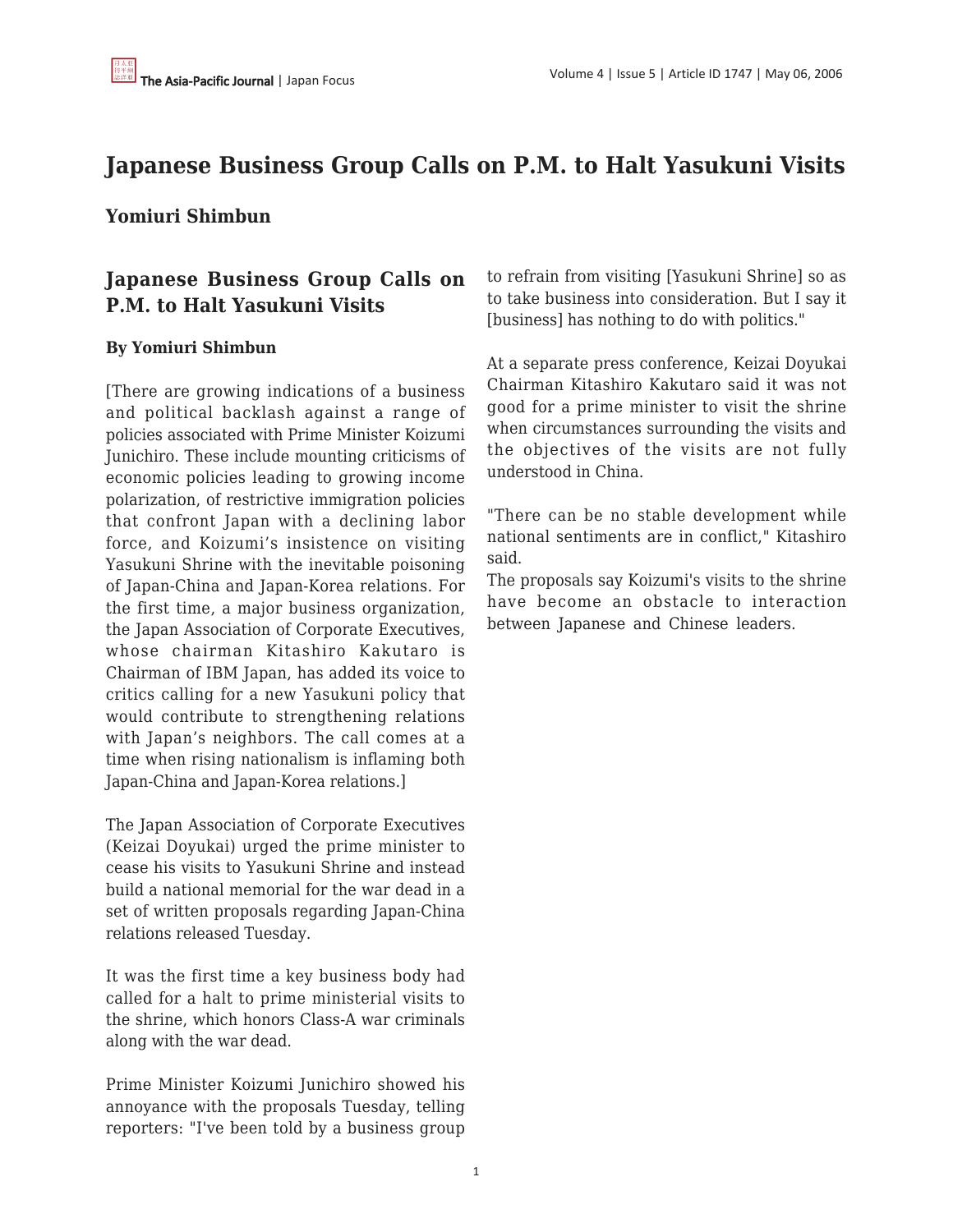# Japanese Business Group Calls on P.M. to Halt Yasukuni Visits

## Yomiuri Shimbun

### Japanese Business Group Calls on P.M. to Halt Yasukuni Visits

**By Yomiuri Shimbun**

[There are growing indications of a business and political backlash against a range of policies associated with Prime Minister Koizumi Junichiro. These include mounting criticisms of economic policies leading to growing income polarization, of restrictive immigration policies that confront Japan with a declining labor force, and Koizumi's insistence on visiting Yasukuni Shrine with the inevitable poisoning of Japan-China and Japan-Korea relations. For the first time, a major business organization, the Japan Association of Corporate Executives, whose chairman Kitashiro Kakutaro is Chairman of IBM Japan, has added its voice to critics calling for a new Yasukuni policy that would contribute to strengthening relations with Japan's neighbors. The call comes at a time when rising nationalism is inflaming both Japan-China and Japan-Korea relations.]

The Japan Association of Corporate Executives (Keizai Doyukai) urged the prime minister to cease his visits to Yasukuni Shrine and instead build a national memorial for the war dead in a set of written proposals regarding Japan-China relations released Tuesday.

It was the first time a key business body had called for a halt to prime ministerial visits to the shrine, which honors Class-A war criminals along with the war dead.

Prime Minister Koizumi Junichiro showed his annoyance with the proposals Tuesday, telling reporters: "I've been told by a business group to refrain from visiting [Yasukuni Shrine] so as to take business into consideration. But I say it [business] has nothing to do with politics."

At a separate press conference, Keizai Doyukai Chairman Kitashiro Kakutaro said it was not good for a prime minister to visit the shrine when circumstances surrounding the visits and the objectives of the visits are not fully understood in China.

"There can be no stable development while national sentiments are in conflict," Kitashiro said.

The proposals say Koizumi's visits to the shrine have become an obstacle to interaction between Japanese and Chinese leaders.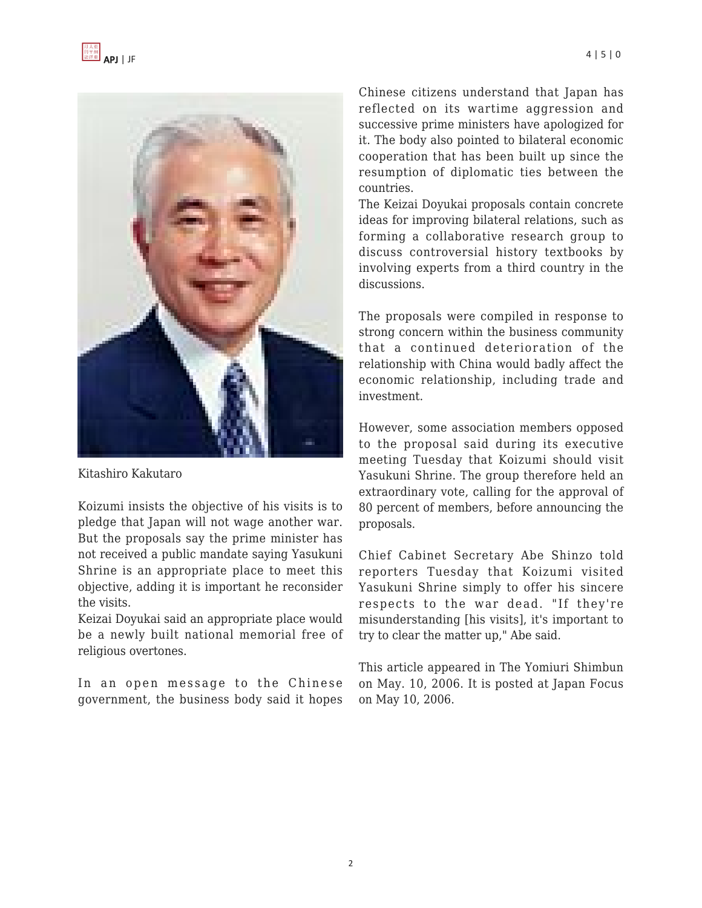Kitashiro Kakutaro

Koizumi insists the objective of his visits is to pledge that Japan will not wage another war. But the proposals say the prime minister has not received a public mandate saying Yasukuni Shrine is an appropriate place to meet this objective, adding it is important he reconsider the visits.

Keizai Doyukai said an appropriate place would be a newly built national memorial free of religious overtones.

In an open message to the Chinese government, the business body said it hopes Chinese citizens understand that Japan has reflected on its wartime aggression and successive prime ministers have apologized for it. The body also pointed to bilateral economic cooperation that has been built up since the resumption of diplomatic ties between the countries.

The Keizai Doyukai proposals contain concrete ideas for improving bilateral relations, such as forming a collaborative research group to discuss controversial history textbooks by involving experts from a third country in the discussions.

The proposals were compiled in response to strong concern within the business community that a continued deterioration of the relationship with China would badly affect the economic relationship, including trade and investment.

However, some association members opposed to the proposal said during its executive meeting Tuesday that Koizumi should visit Yasukuni Shrine. The group therefore held an extraordinary vote, calling for the approval of 80 percent of members, before announcing the proposals.

Chief Cabinet Secretary Abe Shinzo told reporters Tuesday that Koizumi visited Yasukuni Shrine simply to offer his sincere respects to the war dead. "If they're misunderstanding [his visits], it's important to try to clear the matter up," Abe said.

This article appeared in The Yomiuri Shimbun on May. 10, 2006. It is posted at Japan Focus on May 10, 2006.